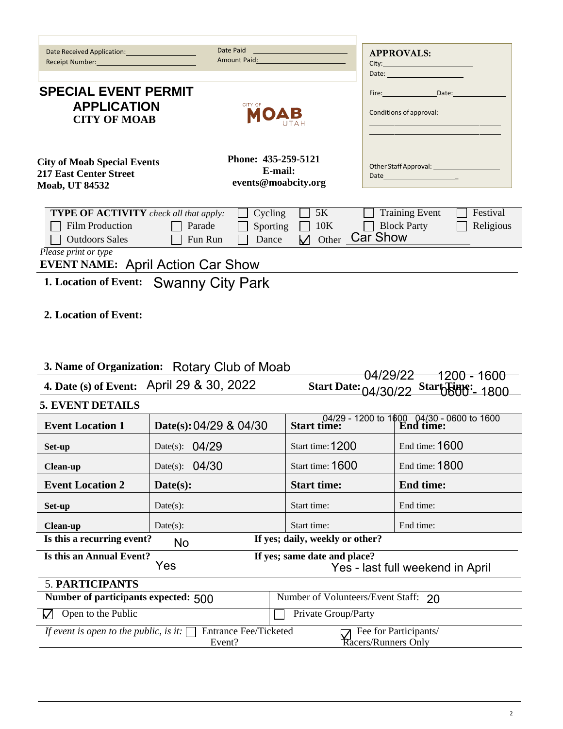| Date Received Application: | Date Paid |
|---|---|
| Receipt Number: | Amount Paid: |

**APPROVALS:**
City:
Date:

Fire: Date:

Conditions of approval:

Other Staff Approval:
Date

# SPECIAL EVENT PERMIT APPLICATION
## CITY OF MOAB

CITY OF MOAB UTAH

**City of Moab Special Events**
**217 East Center Street**
**Moab, UT 84532**

**Phone: 435-259-5121**
**E-mail:**
**events@moabcity.org**

**TYPE OF ACTIVITY** *check all that apply:*

- ☐ Cycling
- ☐ 5K
- ☐ Training Event
- ☐ Festival
- ☐ Film Production
- ☐ Parade
- ☐ Sporting
- ☐ 10K
- ☐ Block Party
- ☐ Religious
- ☐ Outdoors Sales
- ☐ Fun Run
- ☐ Dance
- ☑ Other Car Show

*Please print or type*

**EVENT NAME:** April Action Car Show

**1. Location of Event:** Swanny City Park

**2. Location of Event:**

**3. Name of Organization:** Rotary Club of Moab

**4. Date (s) of Event:** April 29 & 30, 2022 **Start Date:** 04/29/22 04/30/22 **Start Time:** 1200 - 1600 0600 - 1800

**5. EVENT DETAILS**

| **Event Location 1** | **Date(s):** 04/29 & 04/30 | **Start time:** 04/29 - 1200 to 1600 | **End time:** 04/30 - 0600 to 1600 |
|---|---|---|---|
| **Set-up** | Date(s): 04/29 | Start time: 1200 | End time: 1600 |
| **Clean-up** | Date(s): 04/30 | Start time: 1600 | End time: 1800 |
| **Event Location 2** | **Date(s):** | **Start time:** | **End time:** |
| **Set-up** | Date(s): | Start time: | End time: |
| **Clean-up** | Date(s): | Start time: | End time: |

**Is this a recurring event?** No **If yes; daily, weekly or other?**

**Is this an Annual Event?** Yes **If yes; same date and place?** Yes - last full weekend in April

**5. PARTICIPANTS**

| **Number of participants expected:** 500 | Number of Volunteers/Event Staff: 20 |
|---|---|
| ☑ Open to the Public | ☐ Private Group/Party |

*If event is open to the public, is it:* ☐ Entrance Fee/Ticketed Event? ☑ Fee for Participants/ Racers/Runners Only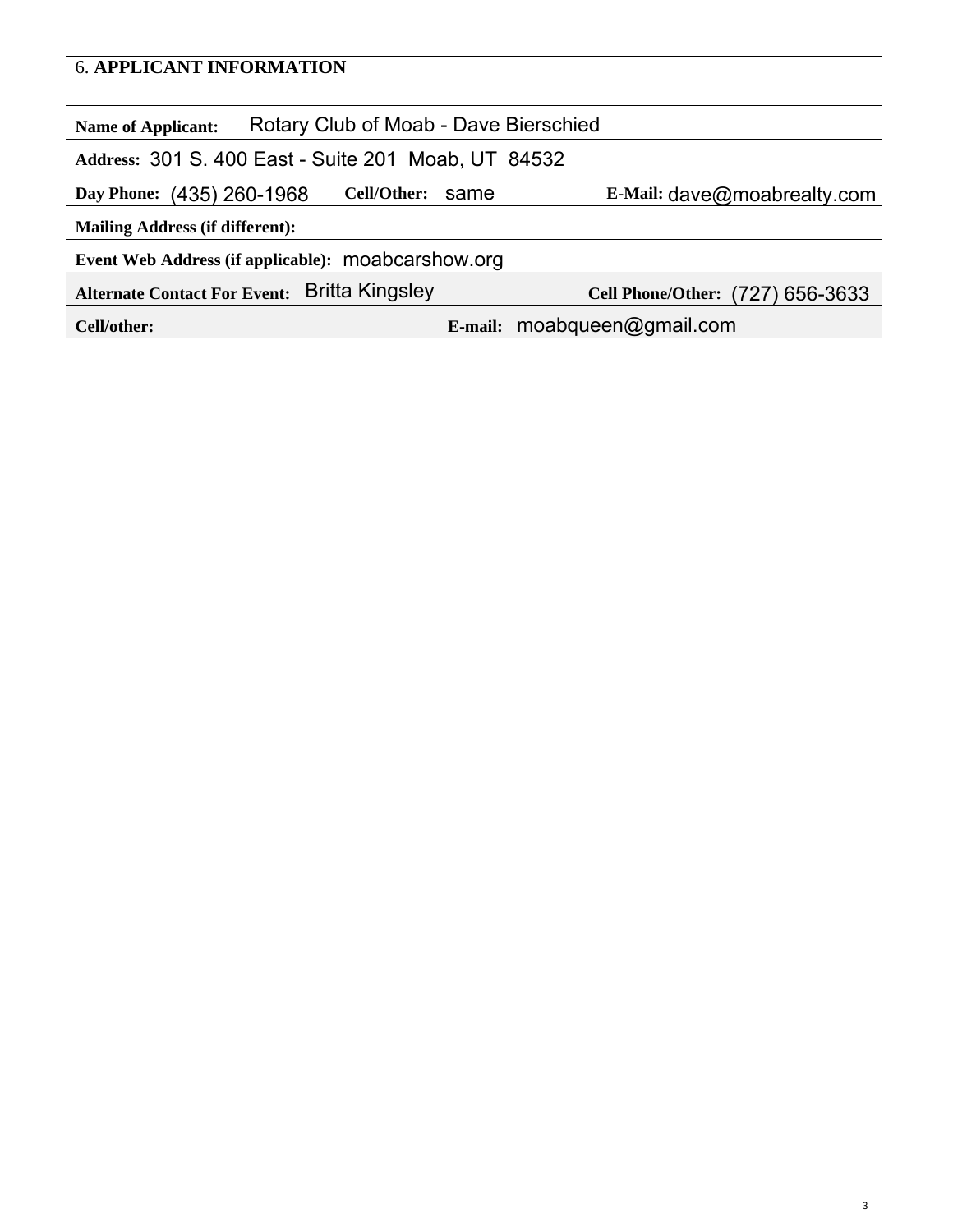## 6. APPLICANT INFORMATION

**Name of Applicant:** Rotary Club of Moab - Dave Bierschied

**Address:** 301 S. 400 East - Suite 201 Moab, UT 84532

**Day Phone:** (435) 260-1968 **Cell/Other:** same **E-Mail:** dave@moabrealty.com

**Mailing Address (if different):**

**Event Web Address (if applicable):** moabcarshow.org

**Alternate Contact For Event:** Britta Kingsley **Cell Phone/Other:** (727) 656-3633

**Cell/other:** **E-mail:** moabqueen@gmail.com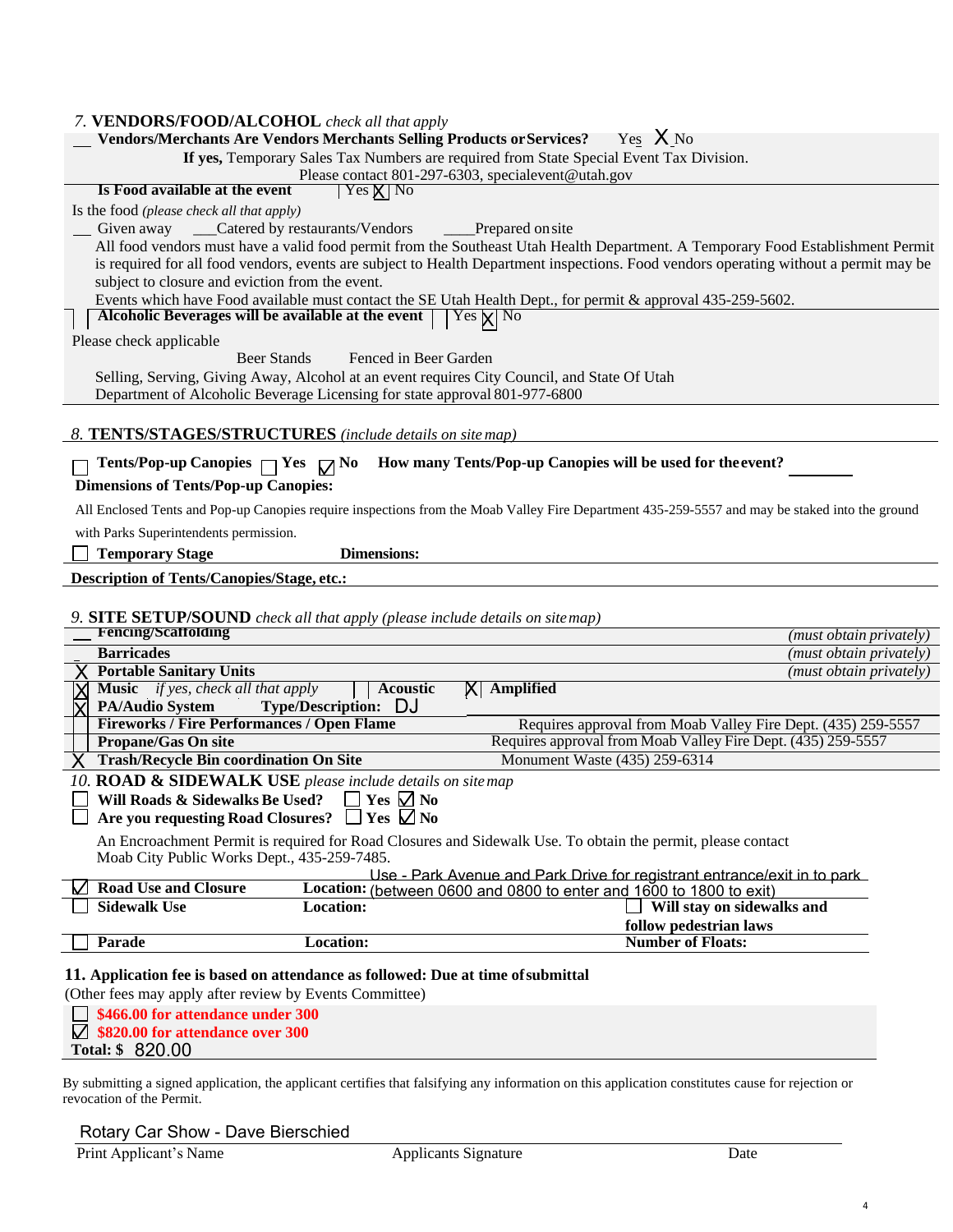## 7. VENDORS/FOOD/ALCOHOL *check all that apply*

__ **Vendors/Merchants Are Vendors Merchants Selling Products or Services?** Yes X No

**If yes,** Temporary Sales Tax Numbers are required from State Special Event Tax Division. Please contact 801-297-6303, specialevent@utah.gov

**Is Food available at the event** | Yes X | No

Is the food *(please check all that apply)*

__ Given away ___Catered by restaurants/Vendors ____Prepared on site

All food vendors must have a valid food permit from the Southeast Utah Health Department. A Temporary Food Establishment Permit is required for all food vendors, events are subject to Health Department inspections. Food vendors operating without a permit may be subject to closure and eviction from the event.

Events which have Food available must contact the SE Utah Health Dept., for permit & approval 435-259-5602.

**Alcoholic Beverages will be available at the event** | Yes X No

Please check applicable

Beer Stands Fenced in Beer Garden

Selling, Serving, Giving Away, Alcohol at an event requires City Council, and State Of Utah Department of Alcoholic Beverage Licensing for state approval 801-977-6800

## 8. TENTS/STAGES/STRUCTURES *(include details on site map)*

☐ **Tents/Pop-up Canopies** ☐ **Yes** ☑ **No** **How many Tents/Pop-up Canopies will be used for the event?** ______

**Dimensions of Tents/Pop-up Canopies:**

All Enclosed Tents and Pop-up Canopies require inspections from the Moab Valley Fire Department 435-259-5557 and may be staked into the ground with Parks Superintendents permission.

☐ **Temporary Stage** **Dimensions:**

**Description of Tents/Canopies/Stage, etc.:**

## 9. SITE SETUP/SOUND *check all that apply (please include details on site map)*

| | | |
|---|---|---|
| __ | **Fencing/Scaffolding** | *(must obtain privately)* |
| _ | **Barricades** | *(must obtain privately)* |
| X | **Portable Sanitary Units** | *(must obtain privately)* |
| X | **Music** *if yes, check all that apply* | ☐ **Acoustic** X **Amplified** |
| X | **PA/Audio System** **Type/Description:** DJ | |
| | **Fireworks / Fire Performances / Open Flame** | Requires approval from Moab Valley Fire Dept. (435) 259-5557 |
| | **Propane/Gas On site** | Requires approval from Moab Valley Fire Dept. (435) 259-5557 |
| X | **Trash/Recycle Bin coordination On Site** | Monument Waste (435) 259-6314 |

## 10. ROAD & SIDEWALK USE *please include details on site map*

☐ **Will Roads & Sidewalks Be Used?** ☐ **Yes** ☑ **No**

☐ **Are you requesting Road Closures?** ☐ **Yes** ☑ **No**

An Encroachment Permit is required for Road Closures and Sidewalk Use. To obtain the permit, please contact Moab City Public Works Dept., 435-259-7485.

| | | |
|---|---|---|
| ☑ **Road Use and Closure** | **Location:** Use - Park Avenue and Park Drive for registrant entrance/exit in to park (between 0600 and 0800 to enter and 1600 to 1800 to exit) | |
| ☐ **Sidewalk Use** | **Location:** | ☐ **Will stay on sidewalks and follow pedestrian laws** |
| ☐ **Parade** | **Location:** | **Number of Floats:** |

**11. Application fee is based on attendance as followed: Due at time of submittal**

(Other fees may apply after review by Events Committee)

☐ **$466.00 for attendance under 300**

☑ **$820.00 for attendance over 300**

**Total: $** 820.00

By submitting a signed application, the applicant certifies that falsifying any information on this application constitutes cause for rejection or revocation of the Permit.

Rotary Car Show - Dave Bierschied

Print Applicant's Name Applicants Signature Date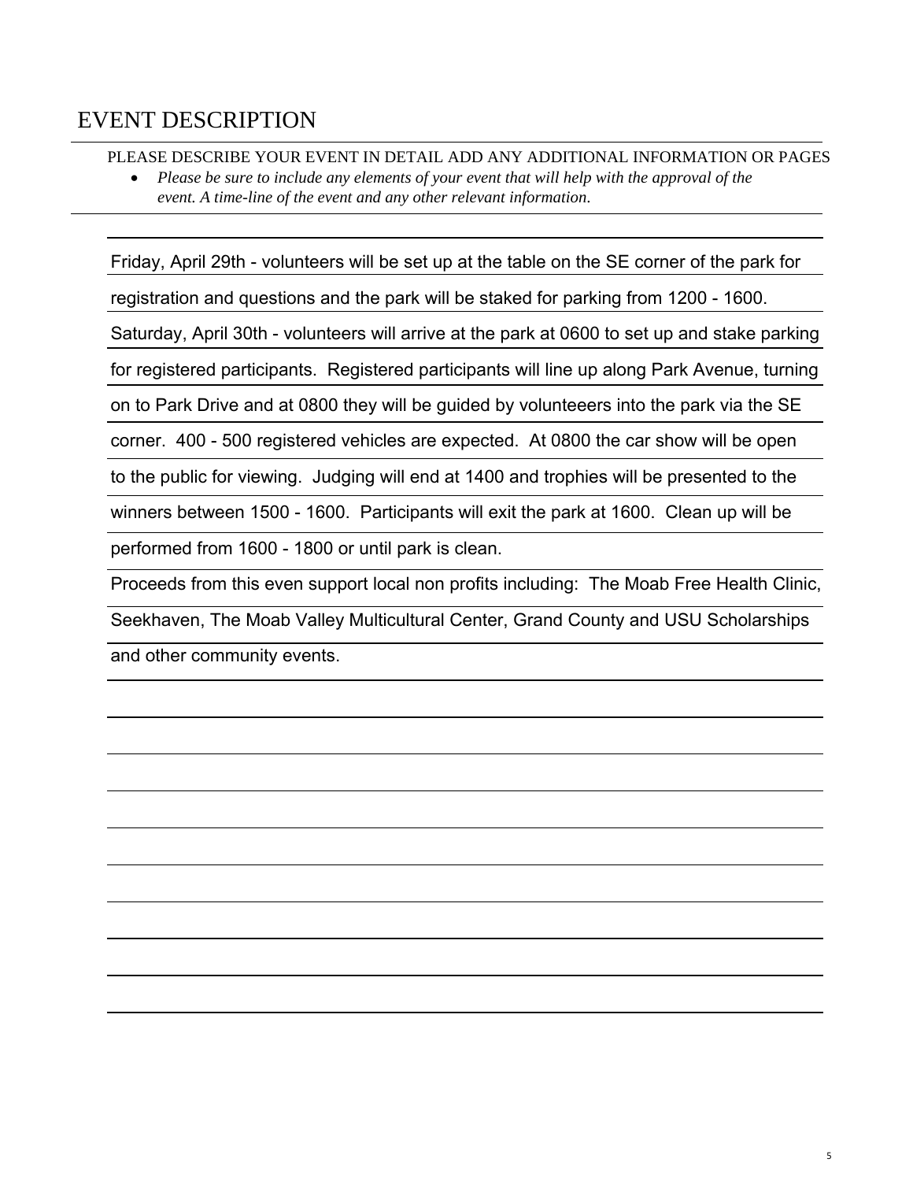# EVENT DESCRIPTION

PLEASE DESCRIBE YOUR EVENT IN DETAIL ADD ANY ADDITIONAL INFORMATION OR PAGES

- *Please be sure to include any elements of your event that will help with the approval of the event. A time-line of the event and any other relevant information.*

Friday, April 29th - volunteers will be set up at the table on the SE corner of the park for registration and questions and the park will be staked for parking from 1200 - 1600. Saturday, April 30th - volunteers will arrive at the park at 0600 to set up and stake parking for registered participants. Registered participants will line up along Park Avenue, turning on to Park Drive and at 0800 they will be guided by volunteeers into the park via the SE corner. 400 - 500 registered vehicles are expected. At 0800 the car show will be open to the public for viewing. Judging will end at 1400 and trophies will be presented to the winners between 1500 - 1600. Participants will exit the park at 1600. Clean up will be performed from 1600 - 1800 or until park is clean.

Proceeds from this even support local non profits including: The Moab Free Health Clinic, Seekhaven, The Moab Valley Multicultural Center, Grand County and USU Scholarships and other community events.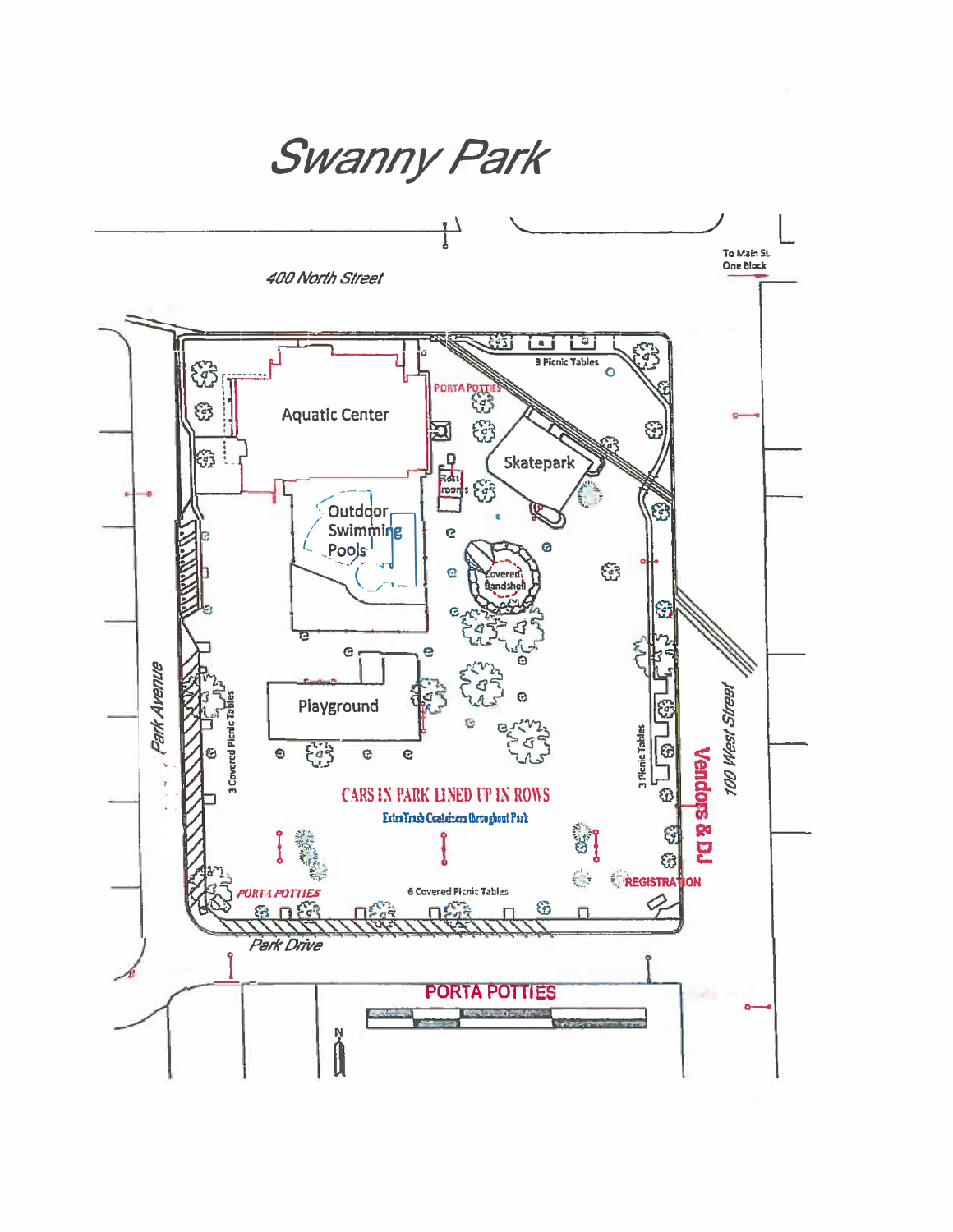# Swanny Park

400 North Street

To Main St. One Block

Park Avenue

100 West Street

Park Drive

Aquatic Center

PORTA POTTIES

3 Picnic Tables

Skatepark

Rest rooms

Outdoor Swimming Pools

Covered Bandshell

Playground

3 Covered Picnic Tables

3 Picnic Tables

Vendors & DJ

CARS IN PARK LINED UP IN ROWS

Extra Trash Containers throughout Park

REGISTRATION

PORTA POTTIES

6 Covered Picnic Tables

PORTA POTTIES

N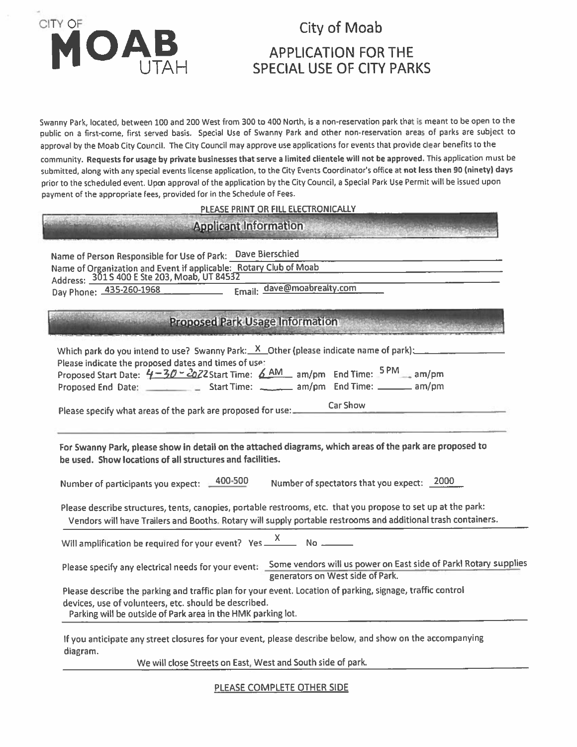CITY OF **MOAB** UTAH

# City of Moab

## APPLICATION FOR THE SPECIAL USE OF CITY PARKS

Swanny Park, located, between 100 and 200 West from 300 to 400 North, is a non-reservation park that is meant to be open to the public on a first-come, first served basis. Special Use of Swanny Park and other non-reservation areas of parks are subject to approval by the Moab City Council. The City Council may approve use applications for events that provide clear benefits to the community. **Requests for usage by private businesses that serve a limited clientele will not be approved.** This application must be submitted, along with any special events license application, to the City Events Coordinator's office at **not less then 90 (ninety) days** prior to the scheduled event. Upon approval of the application by the City Council, a Special Park Use Permit will be issued upon payment of the appropriate fees, provided for in the Schedule of Fees.

PLEASE PRINT OR FILL ELECTRONICALLY

### Applicant Information

Name of Person Responsible for Use of Park: Dave Bierschied

Name of Organization and Event if applicable: Rotary Club of Moab

Address: 301 S 400 E Ste 203, Moab, UT 84532

Day Phone: 435-260-1968 Email: dave@moabrealty.com

### Proposed Park Usage Information

Which park do you intend to use? Swanny Park: X Other (please indicate name of park): ______

Please indicate the proposed dates and times of use:

Proposed Start Date: 4-30-2022 Start Time: 6 AM am/pm End Time: 5 PM am/pm

Proposed End Date: ______ Start Time: ______ am/pm End Time: ______ am/pm

Please specify what areas of the park are proposed for use: Car Show

**For Swanny Park, please show in detail on the attached diagrams, which areas of the park are proposed to be used. Show locations of all structures and facilities.**

Number of participants you expect: 400-500 Number of spectators that you expect: 2000

Please describe structures, tents, canopies, portable restrooms, etc. that you propose to set up at the park:
Vendors will have Trailers and Booths. Rotary will supply portable restrooms and additional trash containers.

Will amplification be required for your event? Yes X No ______

Please specify any electrical needs for your event: Some vendors will us power on East side of Parkl Rotary supplies generators on West side of Park.

Please describe the parking and traffic plan for your event. Location of parking, signage, traffic control devices, use of volunteers, etc. should be described.
Parking will be outside of Park area in the HMK parking lot.

If you anticipate any street closures for your event, please describe below, and show on the accompanying diagram.
We will close Streets on East, West and South side of park.

PLEASE COMPLETE OTHER SIDE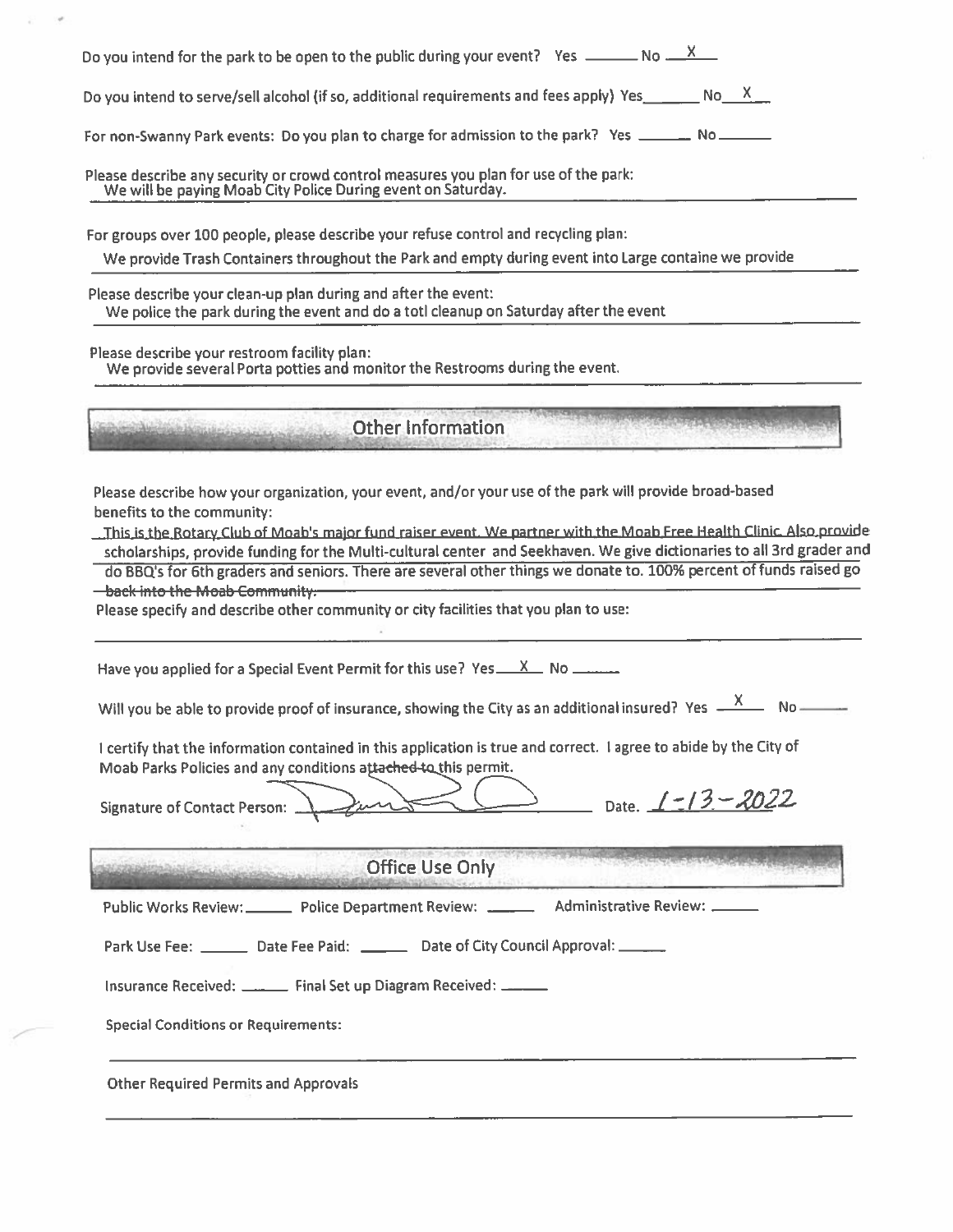Do you intend for the park to be open to the public during your event? Yes ______ No __X__

Do you intend to serve/sell alcohol (if so, additional requirements and fees apply) Yes______ No__X__

For non-Swanny Park events: Do you plan to charge for admission to the park? Yes ______ No ______

Please describe any security or crowd control measures you plan for use of the park:
We will be paying Moab City Police During event on Saturday.

For groups over 100 people, please describe your refuse control and recycling plan:
We provide Trash Containers throughout the Park and empty during event into Large containe we provide

Please describe your clean-up plan during and after the event:
We police the park during the event and do a totl cleanup on Saturday after the event

Please describe your restroom facility plan:
We provide several Porta potties and monitor the Restrooms during the event.

## Other Information

Please describe how your organization, your event, and/or your use of the park will provide broad-based benefits to the community:
This is the Rotary Club of Moab's major fund raiser event. We partner with the Moab Free Health Clinic. Also provide scholarships, provide funding for the Multi-cultural center and Seekhaven. We give dictionaries to all 3rd grader and do BBQ's for 6th graders and seniors. There are several other things we donate to. 100% percent of funds raised go back into the Moab Community.

Please specify and describe other community or city facilities that you plan to use:

______

Have you applied for a Special Event Permit for this use? Yes__X__ No ______

Will you be able to provide proof of insurance, showing the City as an additional insured? Yes __X__ No ______

I certify that the information contained in this application is true and correct. I agree to abide by the City of Moab Parks Policies and any conditions ~~attached to~~ this permit.

Signature of Contact Person: [signature] Date. 1-13-2022

## Office Use Only

Public Works Review: ______ Police Department Review: ______ Administrative Review: ______

Park Use Fee: ______ Date Fee Paid: ______ Date of City Council Approval: ______

Insurance Received: ______ Final Set up Diagram Received: ______

Special Conditions or Requirements:

______

Other Required Permits and Approvals

______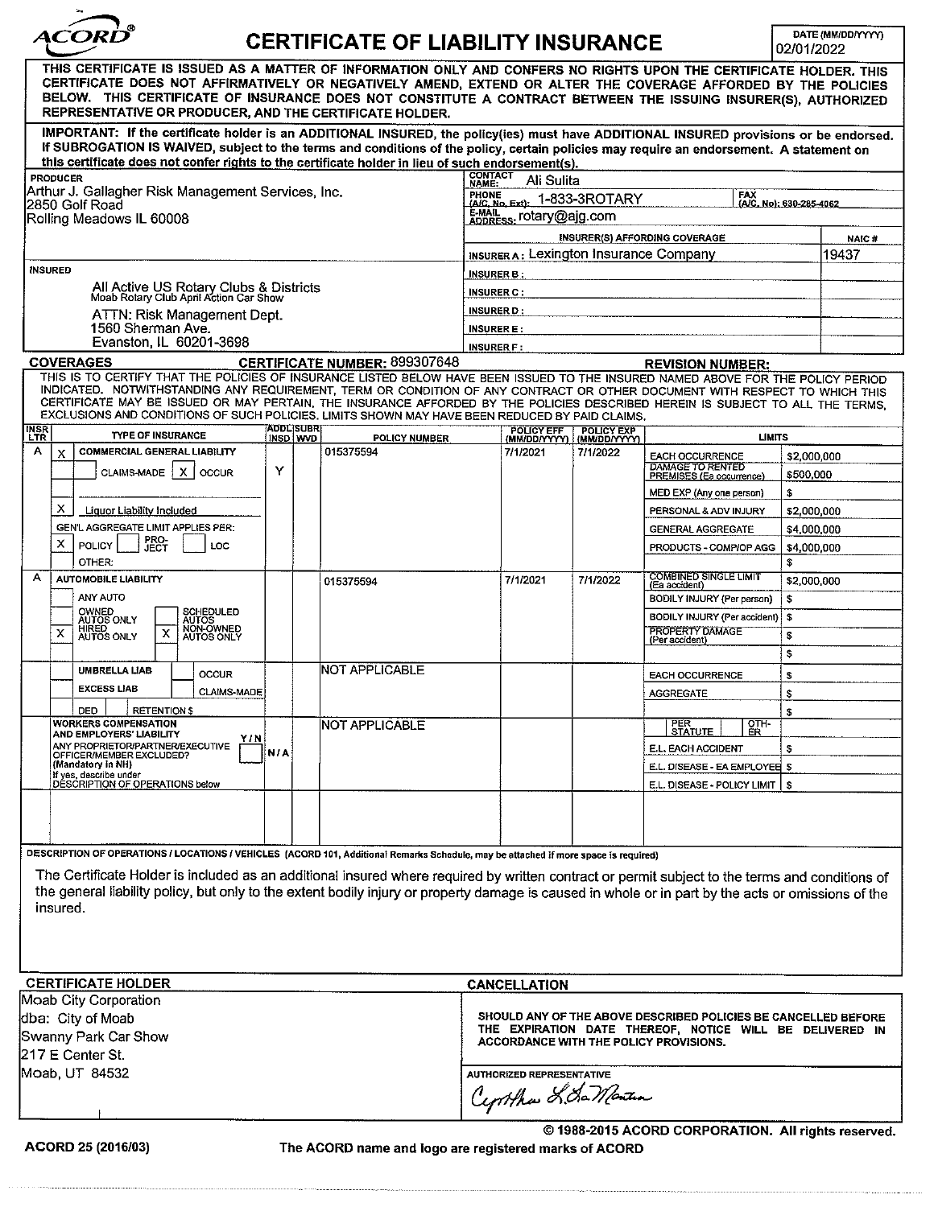# ACORD® CERTIFICATE OF LIABILITY INSURANCE

DATE (MM/DD/YYYY): 02/01/2022

THIS CERTIFICATE IS ISSUED AS A MATTER OF INFORMATION ONLY AND CONFERS NO RIGHTS UPON THE CERTIFICATE HOLDER. THIS CERTIFICATE DOES NOT AFFIRMATIVELY OR NEGATIVELY AMEND, EXTEND OR ALTER THE COVERAGE AFFORDED BY THE POLICIES BELOW. THIS CERTIFICATE OF INSURANCE DOES NOT CONSTITUTE A CONTRACT BETWEEN THE ISSUING INSURER(S), AUTHORIZED REPRESENTATIVE OR PRODUCER, AND THE CERTIFICATE HOLDER.

**IMPORTANT:** If the certificate holder is an ADDITIONAL INSURED, the policy(ies) must have ADDITIONAL INSURED provisions or be endorsed. If SUBROGATION IS WAIVED, subject to the terms and conditions of the policy, certain policies may require an endorsement. A statement on this certificate does not confer rights to the certificate holder in lieu of such endorsement(s).

| | |
|---|---|
| **PRODUCER**<br>Arthur J. Gallagher Risk Management Services, Inc.<br>2850 Golf Road<br>Rolling Meadows IL 60008 | CONTACT NAME: Ali Sulita<br>PHONE (A/C, No, Ext): 1-833-3ROTARY FAX (A/C, No): 630-285-4062<br>E-MAIL ADDRESS: rotary@ajg.com |
| **INSURED**<br>All Active US Rotary Clubs & Districts<br>Moab Rotary Club April Action Car Show<br>ATTN: Risk Management Dept.<br>1560 Sherman Ave.<br>Evanston, IL 60201-3698 | |

| INSURER(S) AFFORDING COVERAGE | NAIC # |
|---|---|
| INSURER A: Lexington Insurance Company | 19437 |
| INSURER B: | |
| INSURER C: | |
| INSURER D: | |
| INSURER E: | |
| INSURER F: | |

**COVERAGES** CERTIFICATE NUMBER: 899307648 REVISION NUMBER:

THIS IS TO CERTIFY THAT THE POLICIES OF INSURANCE LISTED BELOW HAVE BEEN ISSUED TO THE INSURED NAMED ABOVE FOR THE POLICY PERIOD INDICATED. NOTWITHSTANDING ANY REQUIREMENT, TERM OR CONDITION OF ANY CONTRACT OR OTHER DOCUMENT WITH RESPECT TO WHICH THIS CERTIFICATE MAY BE ISSUED OR MAY PERTAIN, THE INSURANCE AFFORDED BY THE POLICIES DESCRIBED HEREIN IS SUBJECT TO ALL THE TERMS, EXCLUSIONS AND CONDITIONS OF SUCH POLICIES. LIMITS SHOWN MAY HAVE BEEN REDUCED BY PAID CLAIMS.

| INSR LTR | TYPE OF INSURANCE | ADDL INSD | SUBR WVD | POLICY NUMBER | POLICY EFF (MM/DD/YYYY) | POLICY EXP (MM/DD/YYYY) | LIMITS | |
|---|---|---|---|---|---|---|---|---|
| A | X COMMERCIAL GENERAL LIABILITY | | | 015375594 | 7/1/2021 | 7/1/2022 | EACH OCCURRENCE | $2,000,000 |
| | CLAIMS-MADE X OCCUR | Y | | | | | DAMAGE TO RENTED PREMISES (Ea occurrence) | $500,000 |
| | | | | | | | MED EXP (Any one person) | $ |
| | X Liquor Liability Included | | | | | | PERSONAL & ADV INJURY | $2,000,000 |
| | GEN'L AGGREGATE LIMIT APPLIES PER: | | | | | | GENERAL AGGREGATE | $4,000,000 |
| | X POLICY PRO-JECT LOC | | | | | | PRODUCTS - COMP/OP AGG | $4,000,000 |
| | OTHER: | | | | | | | $ |
| A | AUTOMOBILE LIABILITY | | | 015375594 | 7/1/2021 | 7/1/2022 | COMBINED SINGLE LIMIT (Ea accident) | $2,000,000 |
| | ANY AUTO | | | | | | BODILY INJURY (Per person) | $ |
| | OWNED AUTOS ONLY SCHEDULED AUTOS | | | | | | BODILY INJURY (Per accident) | $ |
| | X HIRED AUTOS ONLY X NON-OWNED AUTOS ONLY | | | | | | PROPERTY DAMAGE (Per accident) | $ |
| | | | | | | | | $ |
| | UMBRELLA LIAB OCCUR | | | NOT APPLICABLE | | | EACH OCCURRENCE | $ |
| | EXCESS LIAB CLAIMS-MADE | | | | | | AGGREGATE | $ |
| | DED RETENTION $ | | | | | | | $ |
| | WORKERS COMPENSATION AND EMPLOYERS' LIABILITY Y/N<br>ANY PROPRIETOR/PARTNER/EXECUTIVE OFFICER/MEMBER EXCLUDED? (Mandatory in NH)<br>If yes, describe under DESCRIPTION OF OPERATIONS below | N/A | | NOT APPLICABLE | | | PER STATUTE OTH-ER | |
| | | | | | | | E.L. EACH ACCIDENT | $ |
| | | | | | | | E.L. DISEASE - EA EMPLOYEE | $ |
| | | | | | | | E.L. DISEASE - POLICY LIMIT | $ |

**DESCRIPTION OF OPERATIONS / LOCATIONS / VEHICLES** (ACORD 101, Additional Remarks Schedule, may be attached if more space is required)

The Certificate Holder is included as an additional insured where required by written contract or permit subject to the terms and conditions of the general liability policy, but only to the extent bodily injury or property damage is caused in whole or in part by the acts or omissions of the insured.

| CERTIFICATE HOLDER | CANCELLATION |
|---|---|
| Moab City Corporation<br>dba: City of Moab<br>Swanny Park Car Show<br>217 E Center St.<br>Moab, UT 84532 | SHOULD ANY OF THE ABOVE DESCRIBED POLICIES BE CANCELLED BEFORE THE EXPIRATION DATE THEREOF, NOTICE WILL BE DELIVERED IN ACCORDANCE WITH THE POLICY PROVISIONS.<br><br>AUTHORIZED REPRESENTATIVE<br>Cynthia L. LaMantia |

© 1988-2015 ACORD CORPORATION. All rights reserved.

ACORD 25 (2016/03) The ACORD name and logo are registered marks of ACORD